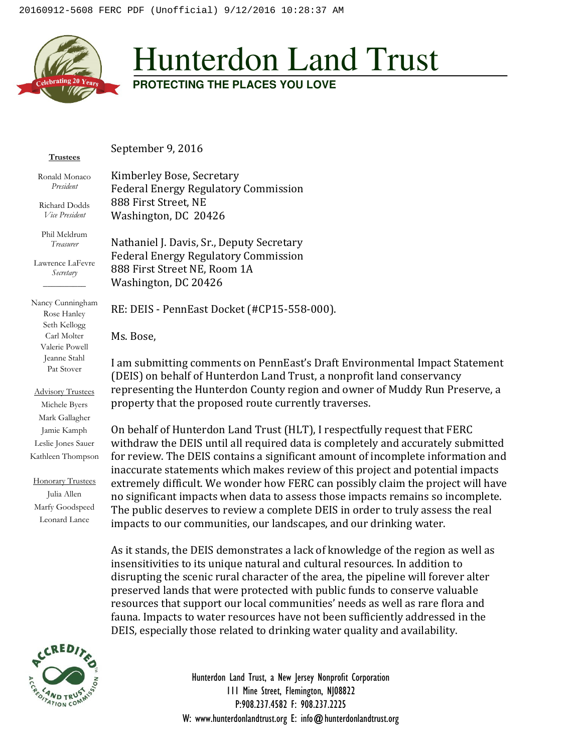# Hunterdon Land Trust

**PROTECTING THE PLACES YOU LOVE**

**Trustees**

Ronald Monaco
*President*

Richard Dodds
*Vice President*

Phil Meldrum
*Treasurer*

Lawrence LaFevre
*Secretary*

Nancy Cunningham
Rose Hanley
Seth Kellogg
Carl Molter
Valerie Powell
Jeanne Stahl
Pat Stover

Advisory Trustees
Michele Byers
Mark Gallagher
Jamie Kamph
Leslie Jones Sauer
Kathleen Thompson

Honorary Trustees
Julia Allen
Marfy Goodspeed
Leonard Lance

September 9, 2016

Kimberley Bose, Secretary
Federal Energy Regulatory Commission
888 First Street, NE
Washington, DC 20426

Nathaniel J. Davis, Sr., Deputy Secretary
Federal Energy Regulatory Commission
888 First Street NE, Room 1A
Washington, DC 20426

RE: DEIS - PennEast Docket (#CP15-558-000).

Ms. Bose,

I am submitting comments on PennEast's Draft Environmental Impact Statement (DEIS) on behalf of Hunterdon Land Trust, a nonprofit land conservancy representing the Hunterdon County region and owner of Muddy Run Preserve, a property that the proposed route currently traverses.

On behalf of Hunterdon Land Trust (HLT), I respectfully request that FERC withdraw the DEIS until all required data is completely and accurately submitted for review. The DEIS contains a significant amount of incomplete information and inaccurate statements which makes review of this project and potential impacts extremely difficult. We wonder how FERC can possibly claim the project will have no significant impacts when data to assess those impacts remains so incomplete. The public deserves to review a complete DEIS in order to truly assess the real impacts to our communities, our landscapes, and our drinking water.

As it stands, the DEIS demonstrates a lack of knowledge of the region as well as insensitivities to its unique natural and cultural resources. In addition to disrupting the scenic rural character of the area, the pipeline will forever alter preserved lands that were protected with public funds to conserve valuable resources that support our local communities' needs as well as rare flora and fauna. Impacts to water resources have not been sufficiently addressed in the DEIS, especially those related to drinking water quality and availability.

Hunterdon Land Trust, a New Jersey Nonprofit Corporation
111 Mine Street, Flemington, NJ08822
P:908.237.4582 F: 908.237.2225
W: www.hunterdonlandtrust.org E: info@hunterdonlandtrust.org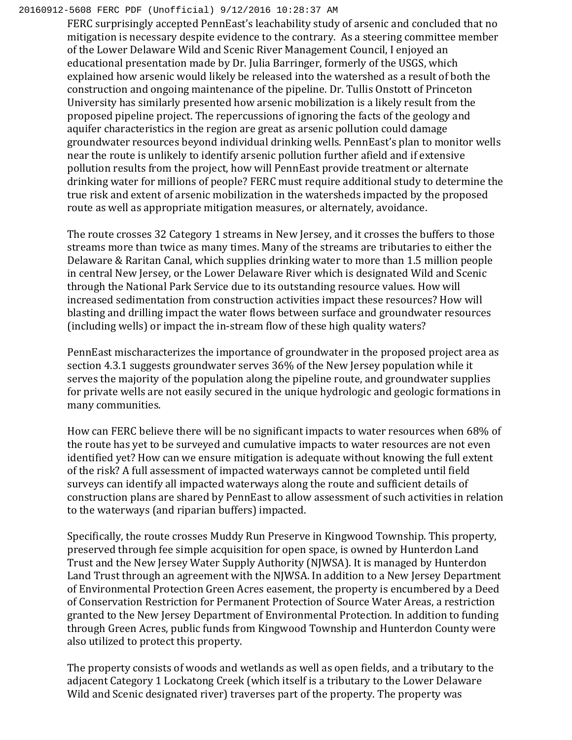FERC surprisingly accepted PennEast's leachability study of arsenic and concluded that no mitigation is necessary despite evidence to the contrary. As a steering committee member of the Lower Delaware Wild and Scenic River Management Council, I enjoyed an educational presentation made by Dr. Julia Barringer, formerly of the USGS, which explained how arsenic would likely be released into the watershed as a result of both the construction and ongoing maintenance of the pipeline. Dr. Tullis Onstott of Princeton University has similarly presented how arsenic mobilization is a likely result from the proposed pipeline project. The repercussions of ignoring the facts of the geology and aquifer characteristics in the region are great as arsenic pollution could damage groundwater resources beyond individual drinking wells. PennEast's plan to monitor wells near the route is unlikely to identify arsenic pollution further afield and if extensive pollution results from the project, how will PennEast provide treatment or alternate drinking water for millions of people? FERC must require additional study to determine the true risk and extent of arsenic mobilization in the watersheds impacted by the proposed route as well as appropriate mitigation measures, or alternately, avoidance.

The route crosses 32 Category 1 streams in New Jersey, and it crosses the buffers to those streams more than twice as many times. Many of the streams are tributaries to either the Delaware & Raritan Canal, which supplies drinking water to more than 1.5 million people in central New Jersey, or the Lower Delaware River which is designated Wild and Scenic through the National Park Service due to its outstanding resource values. How will increased sedimentation from construction activities impact these resources? How will blasting and drilling impact the water flows between surface and groundwater resources (including wells) or impact the in-stream flow of these high quality waters?

PennEast mischaracterizes the importance of groundwater in the proposed project area as section 4.3.1 suggests groundwater serves 36% of the New Jersey population while it serves the majority of the population along the pipeline route, and groundwater supplies for private wells are not easily secured in the unique hydrologic and geologic formations in many communities.

How can FERC believe there will be no significant impacts to water resources when 68% of the route has yet to be surveyed and cumulative impacts to water resources are not even identified yet? How can we ensure mitigation is adequate without knowing the full extent of the risk? A full assessment of impacted waterways cannot be completed until field surveys can identify all impacted waterways along the route and sufficient details of construction plans are shared by PennEast to allow assessment of such activities in relation to the waterways (and riparian buffers) impacted.

Specifically, the route crosses Muddy Run Preserve in Kingwood Township. This property, preserved through fee simple acquisition for open space, is owned by Hunterdon Land Trust and the New Jersey Water Supply Authority (NJWSA). It is managed by Hunterdon Land Trust through an agreement with the NJWSA. In addition to a New Jersey Department of Environmental Protection Green Acres easement, the property is encumbered by a Deed of Conservation Restriction for Permanent Protection of Source Water Areas, a restriction granted to the New Jersey Department of Environmental Protection. In addition to funding through Green Acres, public funds from Kingwood Township and Hunterdon County were also utilized to protect this property.

The property consists of woods and wetlands as well as open fields, and a tributary to the adjacent Category 1 Lockatong Creek (which itself is a tributary to the Lower Delaware Wild and Scenic designated river) traverses part of the property. The property was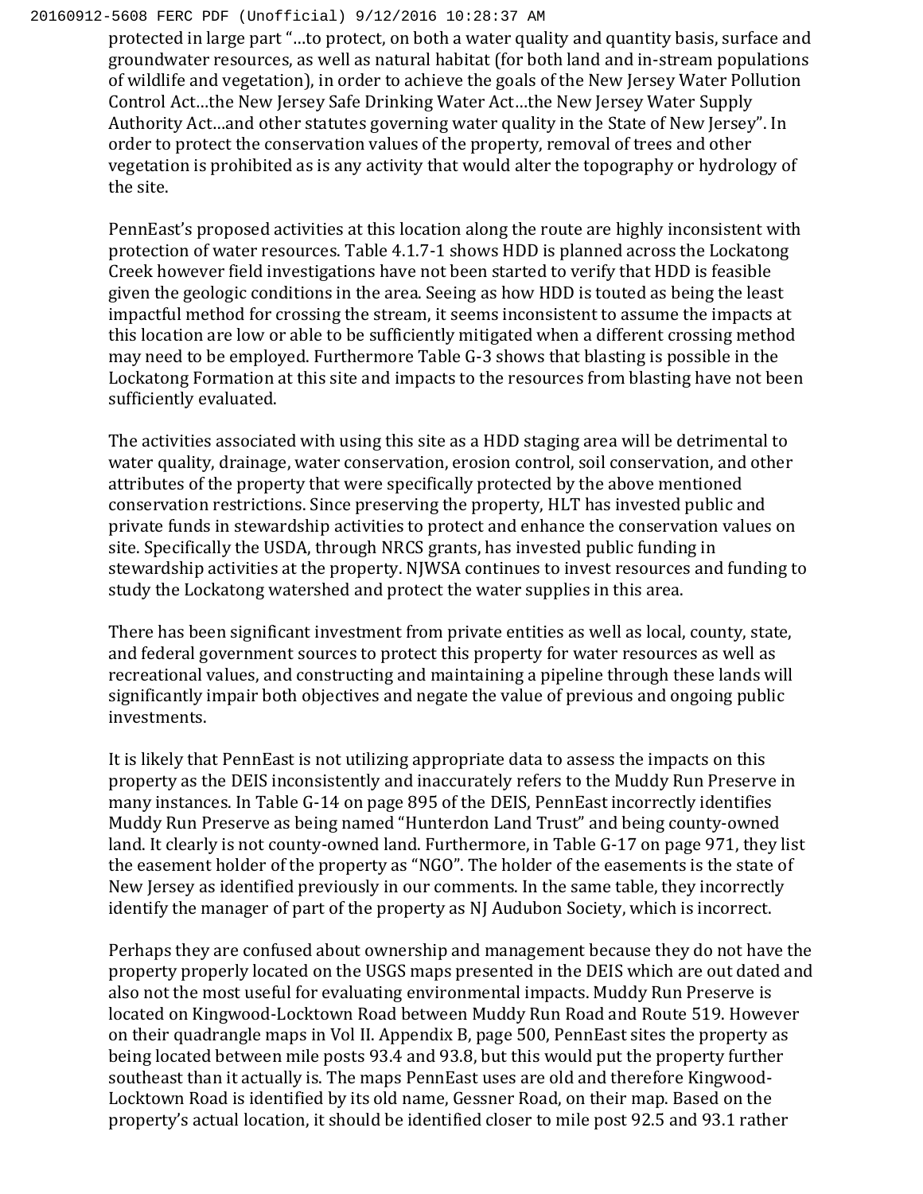protected in large part "…to protect, on both a water quality and quantity basis, surface and groundwater resources, as well as natural habitat (for both land and in-stream populations of wildlife and vegetation), in order to achieve the goals of the New Jersey Water Pollution Control Act…the New Jersey Safe Drinking Water Act…the New Jersey Water Supply Authority Act…and other statutes governing water quality in the State of New Jersey". In order to protect the conservation values of the property, removal of trees and other vegetation is prohibited as is any activity that would alter the topography or hydrology of the site.

PennEast's proposed activities at this location along the route are highly inconsistent with protection of water resources. Table 4.1.7-1 shows HDD is planned across the Lockatong Creek however field investigations have not been started to verify that HDD is feasible given the geologic conditions in the area. Seeing as how HDD is touted as being the least impactful method for crossing the stream, it seems inconsistent to assume the impacts at this location are low or able to be sufficiently mitigated when a different crossing method may need to be employed. Furthermore Table G-3 shows that blasting is possible in the Lockatong Formation at this site and impacts to the resources from blasting have not been sufficiently evaluated.

The activities associated with using this site as a HDD staging area will be detrimental to water quality, drainage, water conservation, erosion control, soil conservation, and other attributes of the property that were specifically protected by the above mentioned conservation restrictions. Since preserving the property, HLT has invested public and private funds in stewardship activities to protect and enhance the conservation values on site. Specifically the USDA, through NRCS grants, has invested public funding in stewardship activities at the property. NJWSA continues to invest resources and funding to study the Lockatong watershed and protect the water supplies in this area.

There has been significant investment from private entities as well as local, county, state, and federal government sources to protect this property for water resources as well as recreational values, and constructing and maintaining a pipeline through these lands will significantly impair both objectives and negate the value of previous and ongoing public investments.

It is likely that PennEast is not utilizing appropriate data to assess the impacts on this property as the DEIS inconsistently and inaccurately refers to the Muddy Run Preserve in many instances. In Table G-14 on page 895 of the DEIS, PennEast incorrectly identifies Muddy Run Preserve as being named "Hunterdon Land Trust" and being county-owned land. It clearly is not county-owned land. Furthermore, in Table G-17 on page 971, they list the easement holder of the property as "NGO". The holder of the easements is the state of New Jersey as identified previously in our comments. In the same table, they incorrectly identify the manager of part of the property as NJ Audubon Society, which is incorrect.

Perhaps they are confused about ownership and management because they do not have the property properly located on the USGS maps presented in the DEIS which are out dated and also not the most useful for evaluating environmental impacts. Muddy Run Preserve is located on Kingwood-Locktown Road between Muddy Run Road and Route 519. However on their quadrangle maps in Vol II. Appendix B, page 500, PennEast sites the property as being located between mile posts 93.4 and 93.8, but this would put the property further southeast than it actually is. The maps PennEast uses are old and therefore Kingwood-Locktown Road is identified by its old name, Gessner Road, on their map. Based on the property's actual location, it should be identified closer to mile post 92.5 and 93.1 rather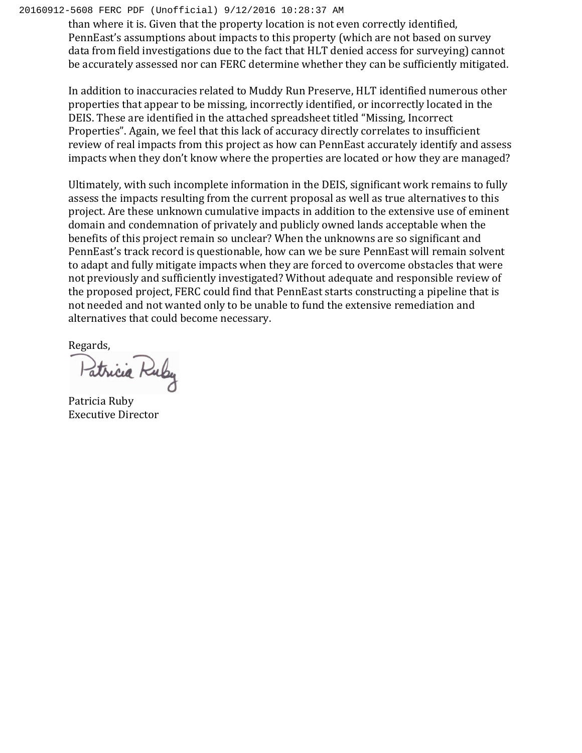than where it is. Given that the property location is not even correctly identified, PennEast's assumptions about impacts to this property (which are not based on survey data from field investigations due to the fact that HLT denied access for surveying) cannot be accurately assessed nor can FERC determine whether they can be sufficiently mitigated.

In addition to inaccuracies related to Muddy Run Preserve, HLT identified numerous other properties that appear to be missing, incorrectly identified, or incorrectly located in the DEIS. These are identified in the attached spreadsheet titled "Missing, Incorrect Properties". Again, we feel that this lack of accuracy directly correlates to insufficient review of real impacts from this project as how can PennEast accurately identify and assess impacts when they don't know where the properties are located or how they are managed?

Ultimately, with such incomplete information in the DEIS, significant work remains to fully assess the impacts resulting from the current proposal as well as true alternatives to this project. Are these unknown cumulative impacts in addition to the extensive use of eminent domain and condemnation of privately and publicly owned lands acceptable when the benefits of this project remain so unclear? When the unknowns are so significant and PennEast's track record is questionable, how can we be sure PennEast will remain solvent to adapt and fully mitigate impacts when they are forced to overcome obstacles that were not previously and sufficiently investigated? Without adequate and responsible review of the proposed project, FERC could find that PennEast starts constructing a pipeline that is not needed and not wanted only to be unable to fund the extensive remediation and alternatives that could become necessary.

Regards,

Patricia Ruby

Patricia Ruby
Executive Director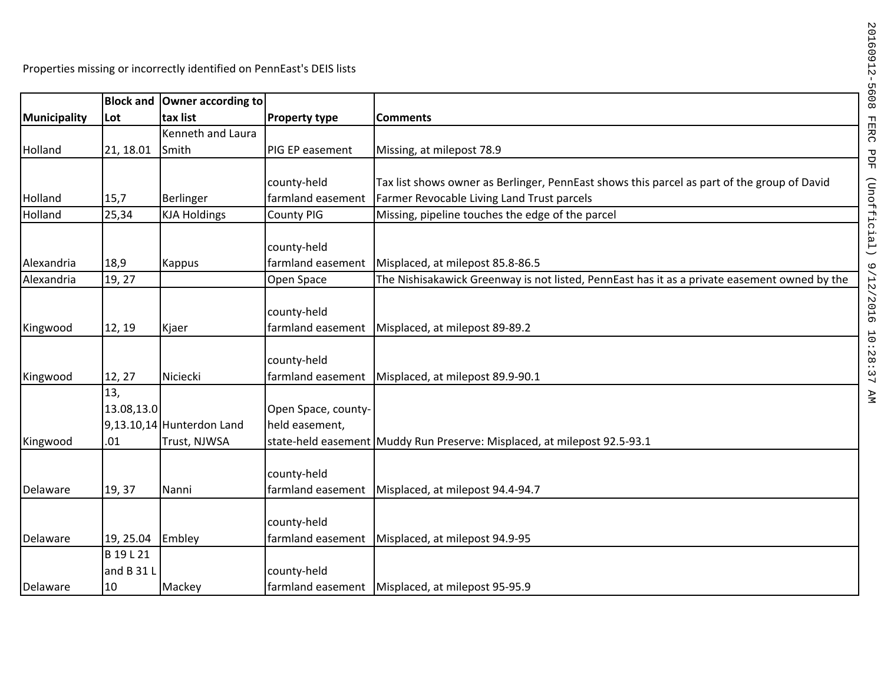Properties missing or incorrectly identified on PennEast's DEIS lists

| Municipality | Block and Lot | Owner according to tax list | Property type | Comments |
|---|---|---|---|---|
| Holland | 21, 18.01 | Kenneth and Laura Smith | PIG EP easement | Missing, at milepost 78.9 |
| Holland | 15,7 | Berlinger | county-held farmland easement | Tax list shows owner as Berlinger, PennEast shows this parcel as part of the group of David Farmer Revocable Living Land Trust parcels |
| Holland | 25,34 | KJA Holdings | County PIG | Missing, pipeline touches the edge of the parcel |
| Alexandria | 18,9 | Kappus | county-held farmland easement | Misplaced, at milepost 85.8-86.5 |
| Alexandria | 19, 27 | | Open Space | The Nishisakawick Greenway is not listed, PennEast has it as a private easement owned by the |
| Kingwood | 12, 19 | Kjaer | county-held farmland easement | Misplaced, at milepost 89-89.2 |
| Kingwood | 12, 27 | Niciecki | county-held farmland easement | Misplaced, at milepost 89.9-90.1 |
| Kingwood | 13, 13.08,13.09,13.10,14.01 | Hunterdon Land Trust, NJWSA | Open Space, county-held easement, state-held easement | Muddy Run Preserve: Misplaced, at milepost 92.5-93.1 |
| Delaware | 19, 37 | Nanni | county-held farmland easement | Misplaced, at milepost 94.4-94.7 |
| Delaware | 19, 25.04 | Embley | county-held farmland easement | Misplaced, at milepost 94.9-95 |
| Delaware | B 19 L 21 and B 31 L 10 | Mackey | county-held farmland easement | Misplaced, at milepost 95-95.9 |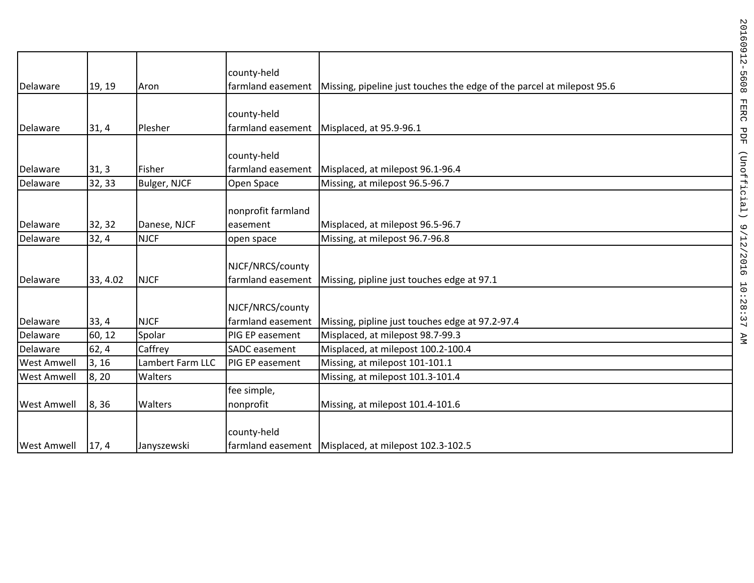| | | | | |
|---|---|---|---|---|
| Delaware | 19, 19 | Aron | county-held farmland easement | Missing, pipeline just touches the edge of the parcel at milepost 95.6 |
| Delaware | 31, 4 | Plesher | county-held farmland easement | Misplaced, at 95.9-96.1 |
| Delaware | 31, 3 | Fisher | county-held farmland easement | Misplaced, at milepost 96.1-96.4 |
| Delaware | 32, 33 | Bulger, NJCF | Open Space | Missing, at milepost 96.5-96.7 |
| Delaware | 32, 32 | Danese, NJCF | nonprofit farmland easement | Misplaced, at milepost 96.5-96.7 |
| Delaware | 32, 4 | NJCF | open space | Missing, at milepost 96.7-96.8 |
| Delaware | 33, 4.02 | NJCF | NJCF/NRCS/county farmland easement | Missing, pipline just touches edge at 97.1 |
| Delaware | 33, 4 | NJCF | NJCF/NRCS/county farmland easement | Missing, pipline just touches edge at 97.2-97.4 |
| Delaware | 60, 12 | Spolar | PIG EP easement | Misplaced, at milepost 98.7-99.3 |
| Delaware | 62, 4 | Caffrey | SADC easement | Misplaced, at milepost 100.2-100.4 |
| West Amwell | 3, 16 | Lambert Farm LLC | PIG EP easement | Missing, at milepost 101-101.1 |
| West Amwell | 8, 20 | Walters | | Missing, at milepost 101.3-101.4 |
| West Amwell | 8, 36 | Walters | fee simple, nonprofit | Missing, at milepost 101.4-101.6 |
| West Amwell | 17, 4 | Janyszewski | county-held farmland easement | Misplaced, at milepost 102.3-102.5 |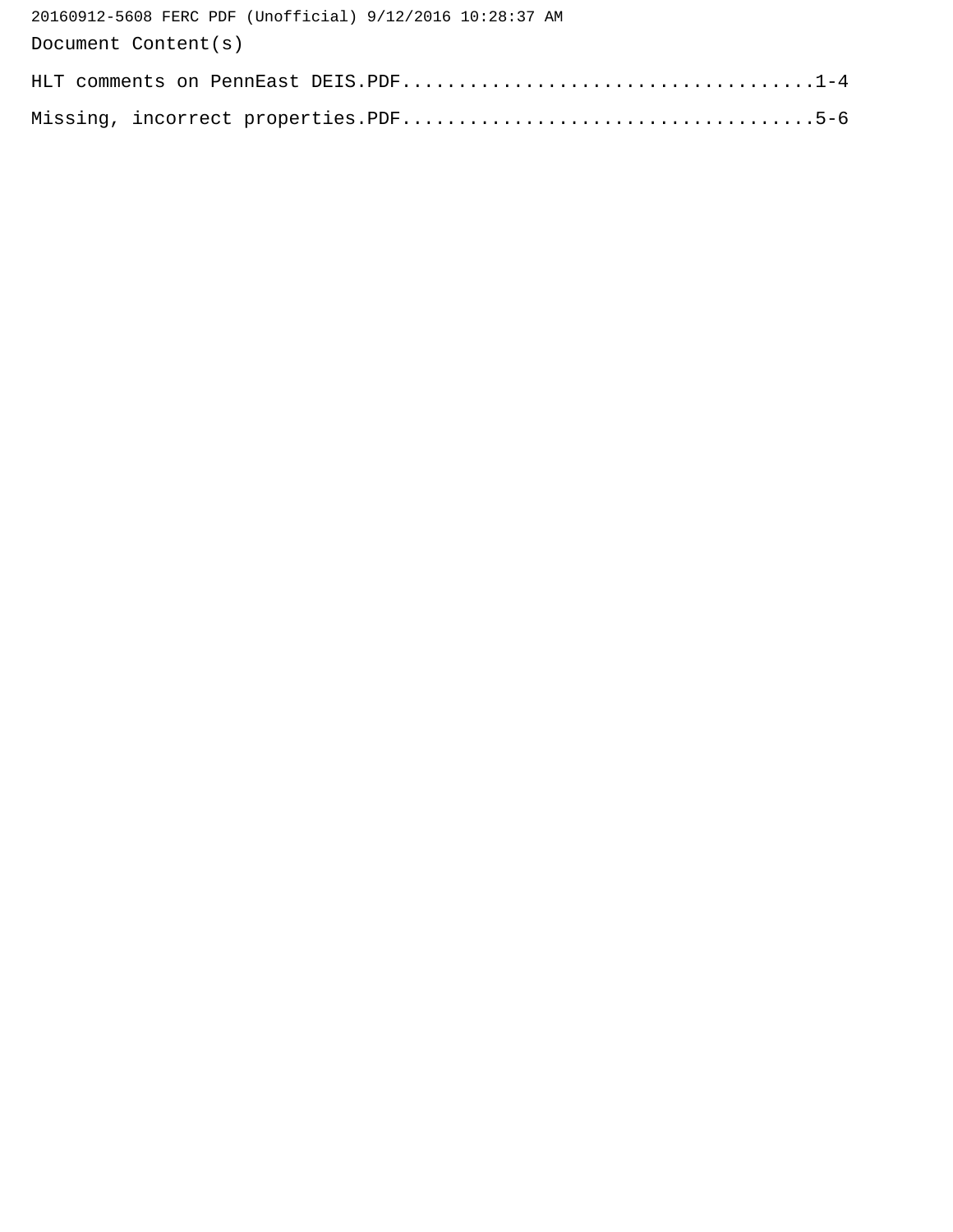20160912-5608 FERC PDF (Unofficial) 9/12/2016 10:28:37 AM

Document Content(s)

HLT comments on PennEast DEIS.PDF.....................................1-4

Missing, incorrect properties.PDF.....................................5-6